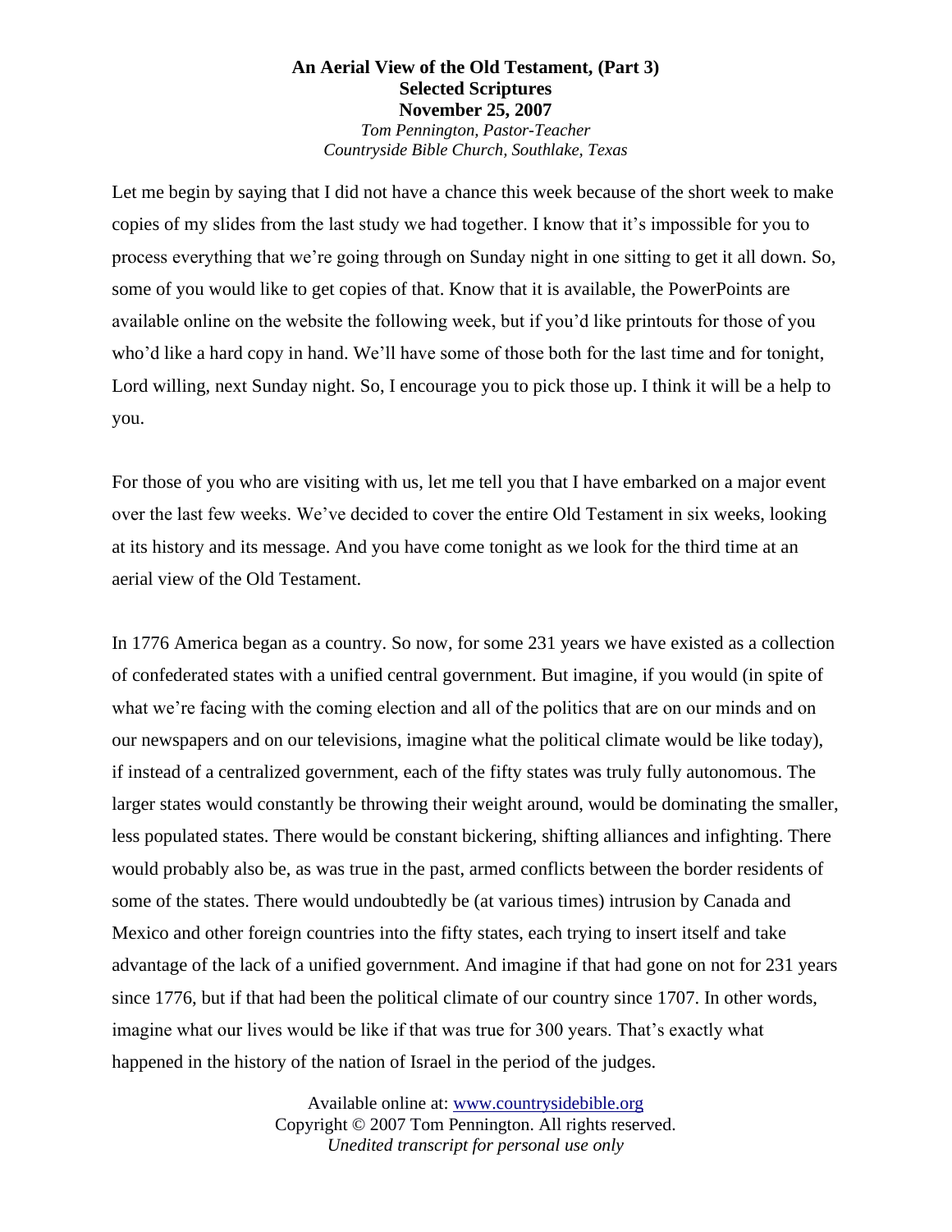# An Aerial View of the Old Testament, (Part 3)
## Selected Scriptures
## November 25, 2007

*Tom Pennington, Pastor-Teacher*
*Countryside Bible Church, Southlake, Texas*

Let me begin by saying that I did not have a chance this week because of the short week to make copies of my slides from the last study we had together. I know that it's impossible for you to process everything that we're going through on Sunday night in one sitting to get it all down. So, some of you would like to get copies of that. Know that it is available, the PowerPoints are available online on the website the following week, but if you'd like printouts for those of you who'd like a hard copy in hand. We'll have some of those both for the last time and for tonight, Lord willing, next Sunday night. So, I encourage you to pick those up. I think it will be a help to you.

For those of you who are visiting with us, let me tell you that I have embarked on a major event over the last few weeks. We've decided to cover the entire Old Testament in six weeks, looking at its history and its message. And you have come tonight as we look for the third time at an aerial view of the Old Testament.

In 1776 America began as a country. So now, for some 231 years we have existed as a collection of confederated states with a unified central government. But imagine, if you would (in spite of what we're facing with the coming election and all of the politics that are on our minds and on our newspapers and on our televisions, imagine what the political climate would be like today), if instead of a centralized government, each of the fifty states was truly fully autonomous. The larger states would constantly be throwing their weight around, would be dominating the smaller, less populated states. There would be constant bickering, shifting alliances and infighting. There would probably also be, as was true in the past, armed conflicts between the border residents of some of the states. There would undoubtedly be (at various times) intrusion by Canada and Mexico and other foreign countries into the fifty states, each trying to insert itself and take advantage of the lack of a unified government. And imagine if that had gone on not for 231 years since 1776, but if that had been the political climate of our country since 1707. In other words, imagine what our lives would be like if that was true for 300 years. That's exactly what happened in the history of the nation of Israel in the period of the judges.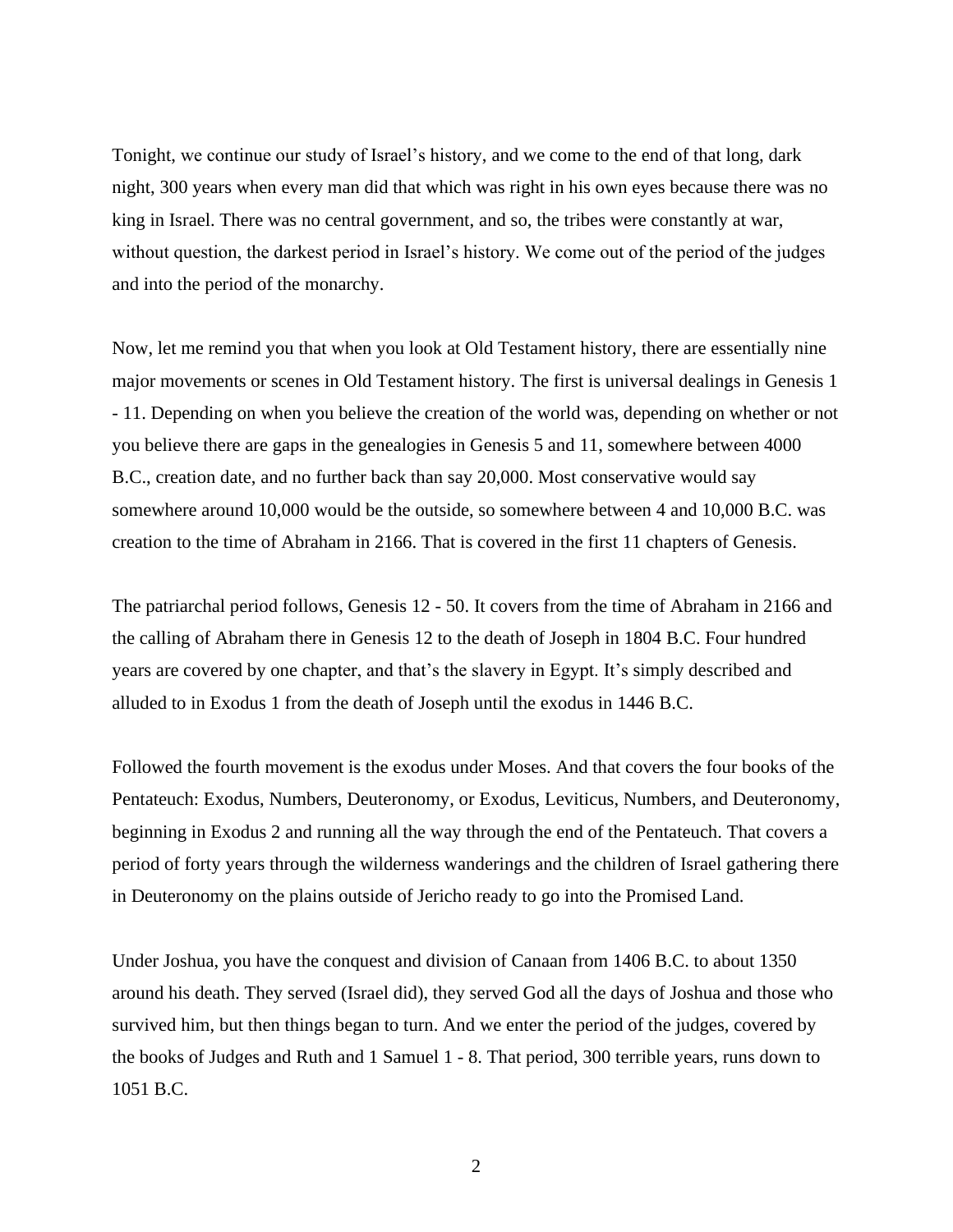Tonight, we continue our study of Israel's history, and we come to the end of that long, dark night, 300 years when every man did that which was right in his own eyes because there was no king in Israel. There was no central government, and so, the tribes were constantly at war, without question, the darkest period in Israel's history. We come out of the period of the judges and into the period of the monarchy.

Now, let me remind you that when you look at Old Testament history, there are essentially nine major movements or scenes in Old Testament history. The first is universal dealings in Genesis 1 - 11. Depending on when you believe the creation of the world was, depending on whether or not you believe there are gaps in the genealogies in Genesis 5 and 11, somewhere between 4000 B.C., creation date, and no further back than say 20,000. Most conservative would say somewhere around 10,000 would be the outside, so somewhere between 4 and 10,000 B.C. was creation to the time of Abraham in 2166. That is covered in the first 11 chapters of Genesis.

The patriarchal period follows, Genesis 12 - 50. It covers from the time of Abraham in 2166 and the calling of Abraham there in Genesis 12 to the death of Joseph in 1804 B.C. Four hundred years are covered by one chapter, and that's the slavery in Egypt. It's simply described and alluded to in Exodus 1 from the death of Joseph until the exodus in 1446 B.C.

Followed the fourth movement is the exodus under Moses. And that covers the four books of the Pentateuch: Exodus, Numbers, Deuteronomy, or Exodus, Leviticus, Numbers, and Deuteronomy, beginning in Exodus 2 and running all the way through the end of the Pentateuch. That covers a period of forty years through the wilderness wanderings and the children of Israel gathering there in Deuteronomy on the plains outside of Jericho ready to go into the Promised Land.

Under Joshua, you have the conquest and division of Canaan from 1406 B.C. to about 1350 around his death. They served (Israel did), they served God all the days of Joshua and those who survived him, but then things began to turn. And we enter the period of the judges, covered by the books of Judges and Ruth and 1 Samuel 1 - 8. That period, 300 terrible years, runs down to 1051 B.C.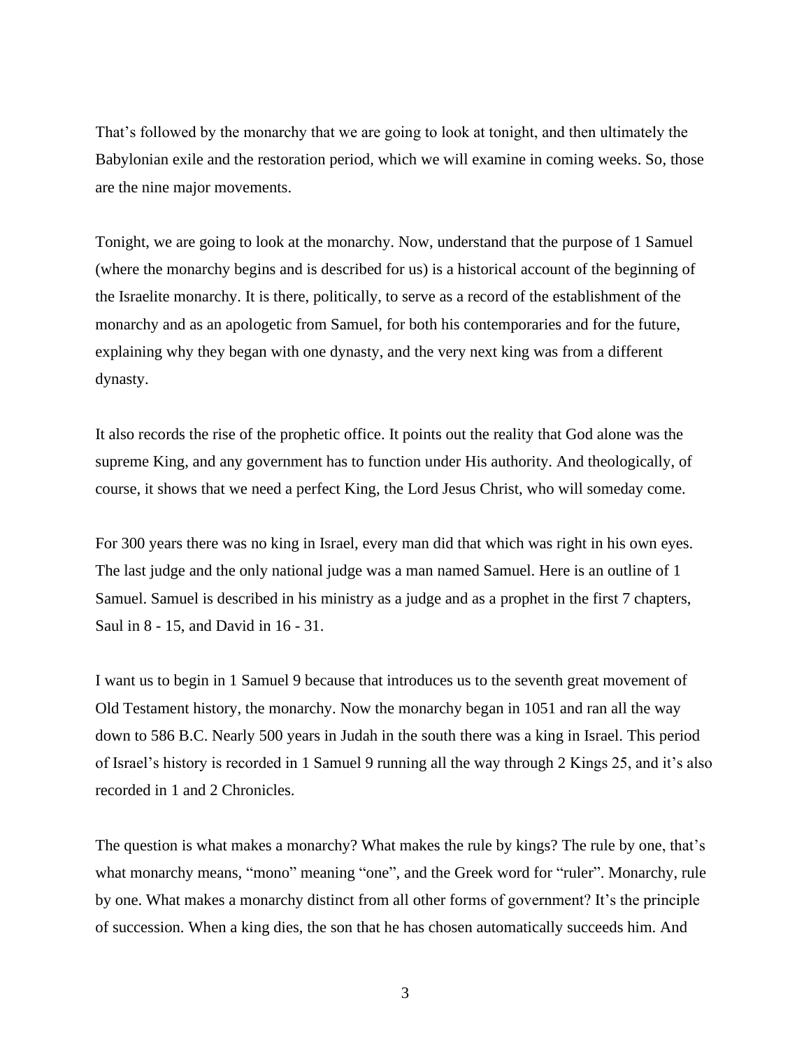That’s followed by the monarchy that we are going to look at tonight, and then ultimately the Babylonian exile and the restoration period, which we will examine in coming weeks. So, those are the nine major movements.

Tonight, we are going to look at the monarchy. Now, understand that the purpose of 1 Samuel (where the monarchy begins and is described for us) is a historical account of the beginning of the Israelite monarchy. It is there, politically, to serve as a record of the establishment of the monarchy and as an apologetic from Samuel, for both his contemporaries and for the future, explaining why they began with one dynasty, and the very next king was from a different dynasty.

It also records the rise of the prophetic office. It points out the reality that God alone was the supreme King, and any government has to function under His authority. And theologically, of course, it shows that we need a perfect King, the Lord Jesus Christ, who will someday come.

For 300 years there was no king in Israel, every man did that which was right in his own eyes. The last judge and the only national judge was a man named Samuel. Here is an outline of 1 Samuel. Samuel is described in his ministry as a judge and as a prophet in the first 7 chapters, Saul in 8 - 15, and David in 16 - 31.

I want us to begin in 1 Samuel 9 because that introduces us to the seventh great movement of Old Testament history, the monarchy. Now the monarchy began in 1051 and ran all the way down to 586 B.C. Nearly 500 years in Judah in the south there was a king in Israel. This period of Israel’s history is recorded in 1 Samuel 9 running all the way through 2 Kings 25, and it’s also recorded in 1 and 2 Chronicles.

The question is what makes a monarchy? What makes the rule by kings? The rule by one, that’s what monarchy means, “mono” meaning “one”, and the Greek word for “ruler”. Monarchy, rule by one. What makes a monarchy distinct from all other forms of government? It’s the principle of succession. When a king dies, the son that he has chosen automatically succeeds him. And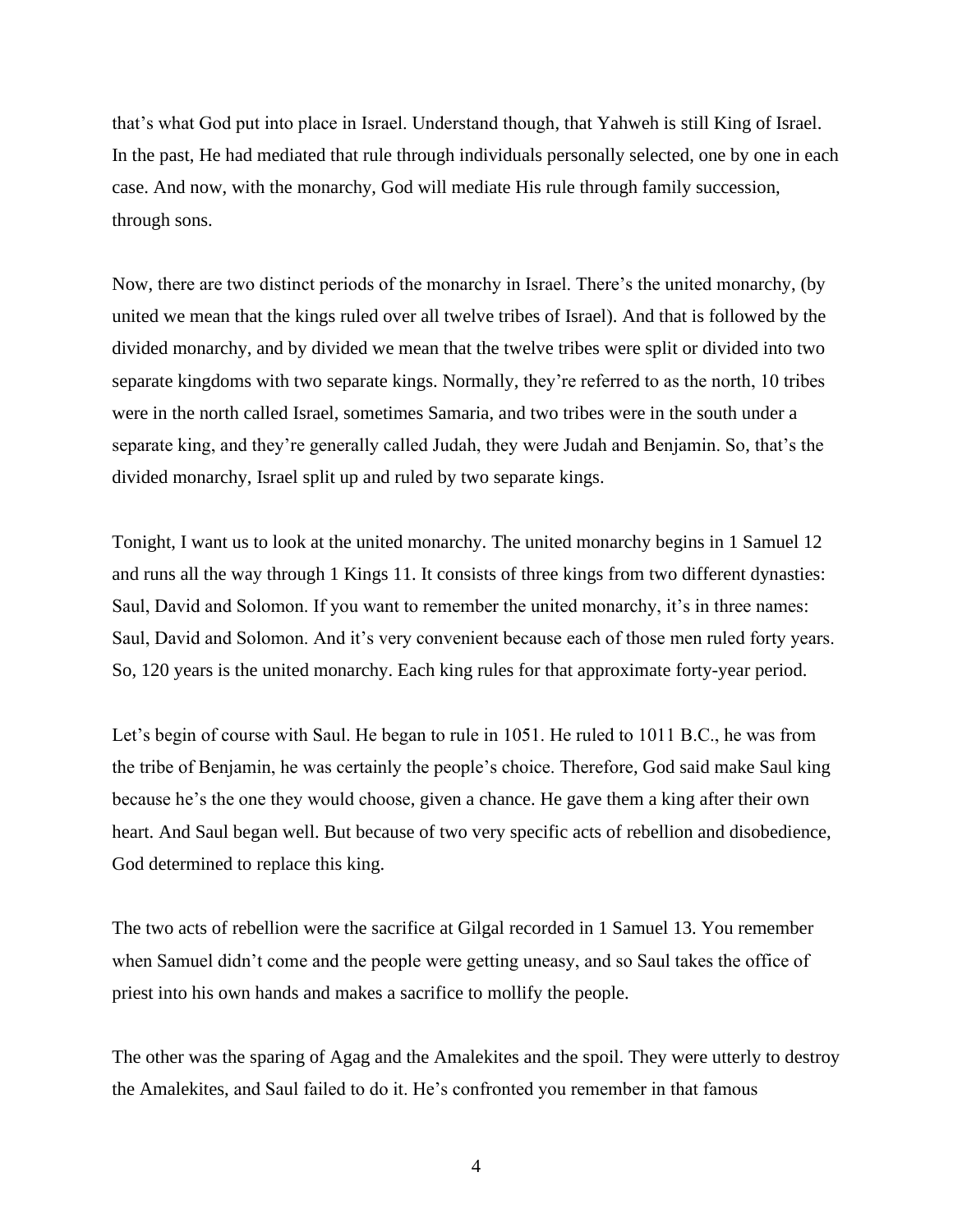that's what God put into place in Israel. Understand though, that Yahweh is still King of Israel. In the past, He had mediated that rule through individuals personally selected, one by one in each case. And now, with the monarchy, God will mediate His rule through family succession, through sons.

Now, there are two distinct periods of the monarchy in Israel. There's the united monarchy, (by united we mean that the kings ruled over all twelve tribes of Israel). And that is followed by the divided monarchy, and by divided we mean that the twelve tribes were split or divided into two separate kingdoms with two separate kings. Normally, they're referred to as the north, 10 tribes were in the north called Israel, sometimes Samaria, and two tribes were in the south under a separate king, and they're generally called Judah, they were Judah and Benjamin. So, that's the divided monarchy, Israel split up and ruled by two separate kings.

Tonight, I want us to look at the united monarchy. The united monarchy begins in 1 Samuel 12 and runs all the way through 1 Kings 11. It consists of three kings from two different dynasties: Saul, David and Solomon. If you want to remember the united monarchy, it's in three names: Saul, David and Solomon. And it's very convenient because each of those men ruled forty years. So, 120 years is the united monarchy. Each king rules for that approximate forty-year period.

Let's begin of course with Saul. He began to rule in 1051. He ruled to 1011 B.C., he was from the tribe of Benjamin, he was certainly the people's choice. Therefore, God said make Saul king because he's the one they would choose, given a chance. He gave them a king after their own heart. And Saul began well. But because of two very specific acts of rebellion and disobedience, God determined to replace this king.

The two acts of rebellion were the sacrifice at Gilgal recorded in 1 Samuel 13. You remember when Samuel didn't come and the people were getting uneasy, and so Saul takes the office of priest into his own hands and makes a sacrifice to mollify the people.

The other was the sparing of Agag and the Amalekites and the spoil. They were utterly to destroy the Amalekites, and Saul failed to do it. He's confronted you remember in that famous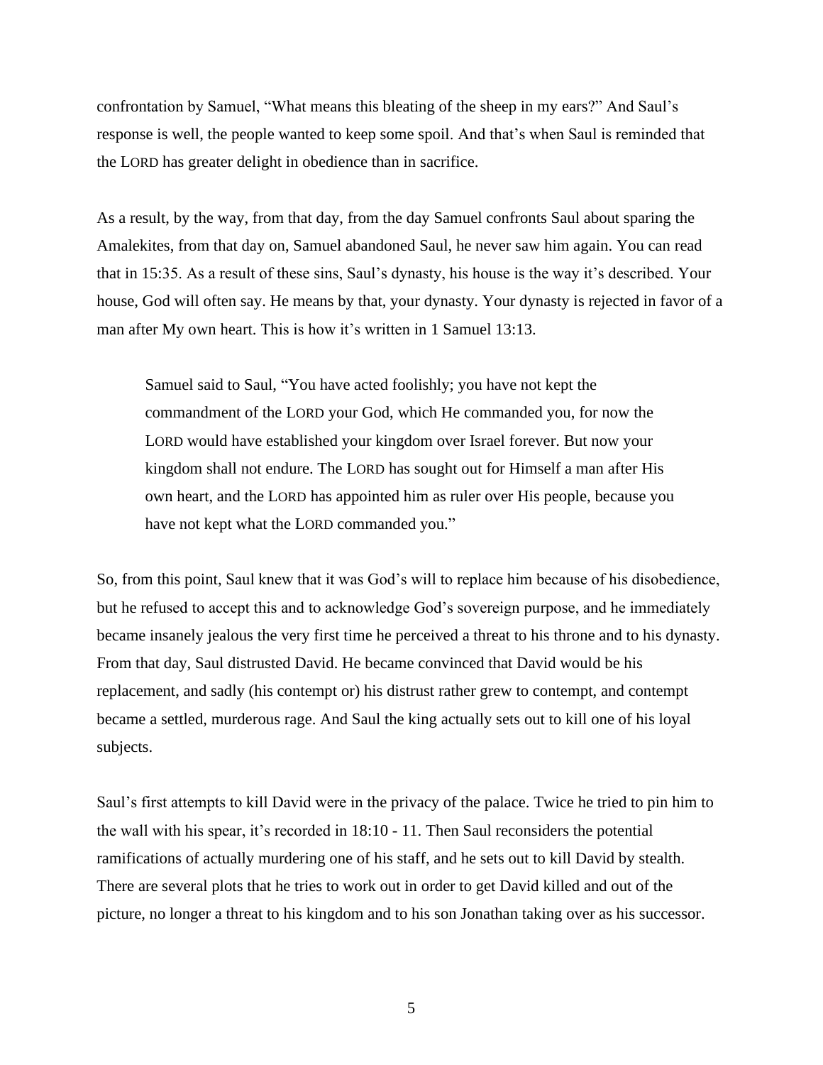confrontation by Samuel, "What means this bleating of the sheep in my ears?" And Saul's response is well, the people wanted to keep some spoil. And that's when Saul is reminded that the LORD has greater delight in obedience than in sacrifice.

As a result, by the way, from that day, from the day Samuel confronts Saul about sparing the Amalekites, from that day on, Samuel abandoned Saul, he never saw him again. You can read that in 15:35. As a result of these sins, Saul's dynasty, his house is the way it's described. Your house, God will often say. He means by that, your dynasty. Your dynasty is rejected in favor of a man after My own heart. This is how it's written in 1 Samuel 13:13.

> Samuel said to Saul, "You have acted foolishly; you have not kept the commandment of the LORD your God, which He commanded you, for now the LORD would have established your kingdom over Israel forever. But now your kingdom shall not endure. The LORD has sought out for Himself a man after His own heart, and the LORD has appointed him as ruler over His people, because you have not kept what the LORD commanded you."

So, from this point, Saul knew that it was God's will to replace him because of his disobedience, but he refused to accept this and to acknowledge God's sovereign purpose, and he immediately became insanely jealous the very first time he perceived a threat to his throne and to his dynasty. From that day, Saul distrusted David. He became convinced that David would be his replacement, and sadly (his contempt or) his distrust rather grew to contempt, and contempt became a settled, murderous rage. And Saul the king actually sets out to kill one of his loyal subjects.

Saul's first attempts to kill David were in the privacy of the palace. Twice he tried to pin him to the wall with his spear, it's recorded in 18:10 - 11. Then Saul reconsiders the potential ramifications of actually murdering one of his staff, and he sets out to kill David by stealth. There are several plots that he tries to work out in order to get David killed and out of the picture, no longer a threat to his kingdom and to his son Jonathan taking over as his successor.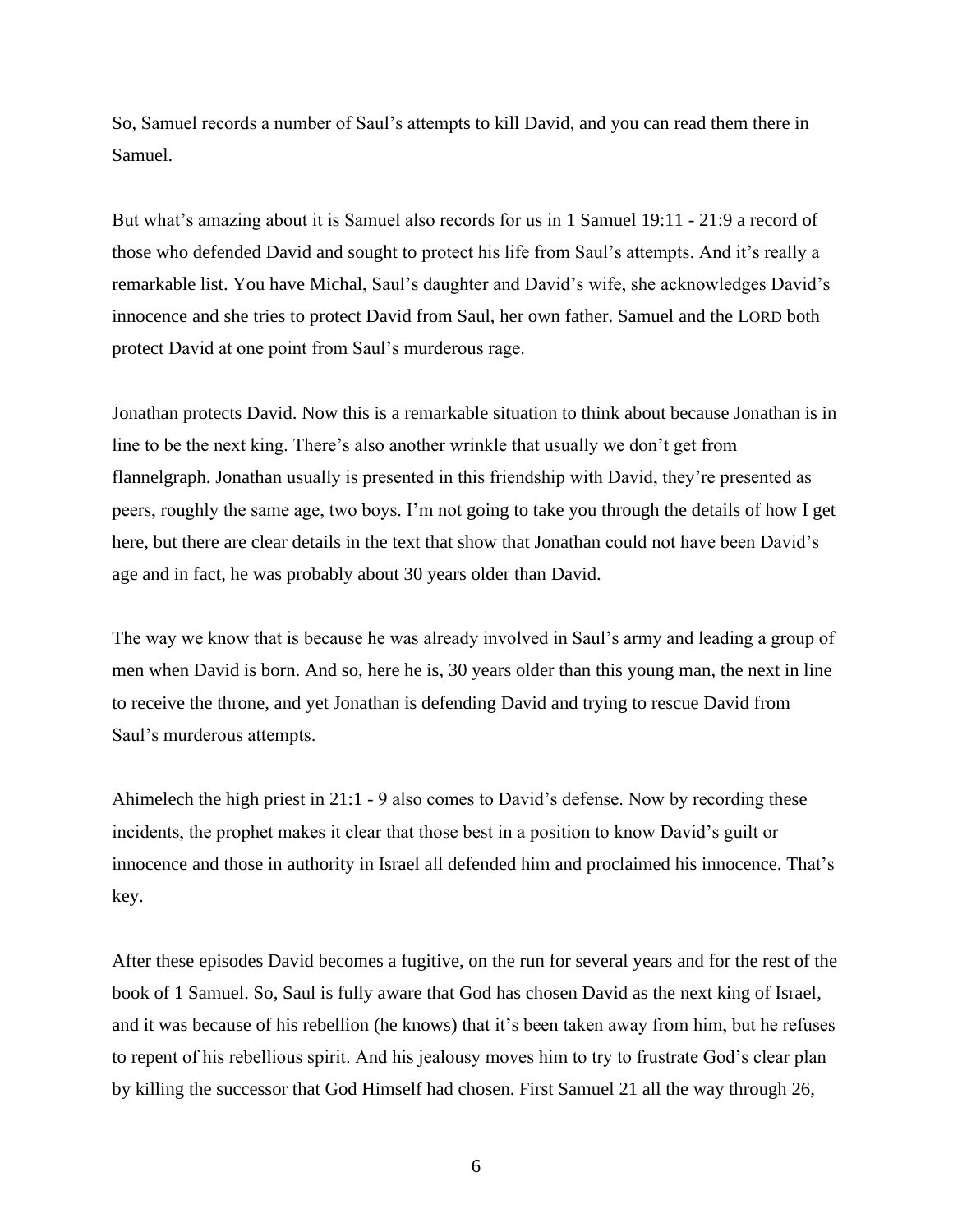So, Samuel records a number of Saul's attempts to kill David, and you can read them there in Samuel.

But what's amazing about it is Samuel also records for us in 1 Samuel 19:11 - 21:9 a record of those who defended David and sought to protect his life from Saul's attempts. And it's really a remarkable list. You have Michal, Saul's daughter and David's wife, she acknowledges David's innocence and she tries to protect David from Saul, her own father. Samuel and the LORD both protect David at one point from Saul's murderous rage.

Jonathan protects David. Now this is a remarkable situation to think about because Jonathan is in line to be the next king. There's also another wrinkle that usually we don't get from flannelgraph. Jonathan usually is presented in this friendship with David, they're presented as peers, roughly the same age, two boys. I'm not going to take you through the details of how I get here, but there are clear details in the text that show that Jonathan could not have been David's age and in fact, he was probably about 30 years older than David.

The way we know that is because he was already involved in Saul's army and leading a group of men when David is born. And so, here he is, 30 years older than this young man, the next in line to receive the throne, and yet Jonathan is defending David and trying to rescue David from Saul's murderous attempts.

Ahimelech the high priest in 21:1 - 9 also comes to David's defense. Now by recording these incidents, the prophet makes it clear that those best in a position to know David's guilt or innocence and those in authority in Israel all defended him and proclaimed his innocence. That's key.

After these episodes David becomes a fugitive, on the run for several years and for the rest of the book of 1 Samuel. So, Saul is fully aware that God has chosen David as the next king of Israel, and it was because of his rebellion (he knows) that it's been taken away from him, but he refuses to repent of his rebellious spirit. And his jealousy moves him to try to frustrate God's clear plan by killing the successor that God Himself had chosen. First Samuel 21 all the way through 26,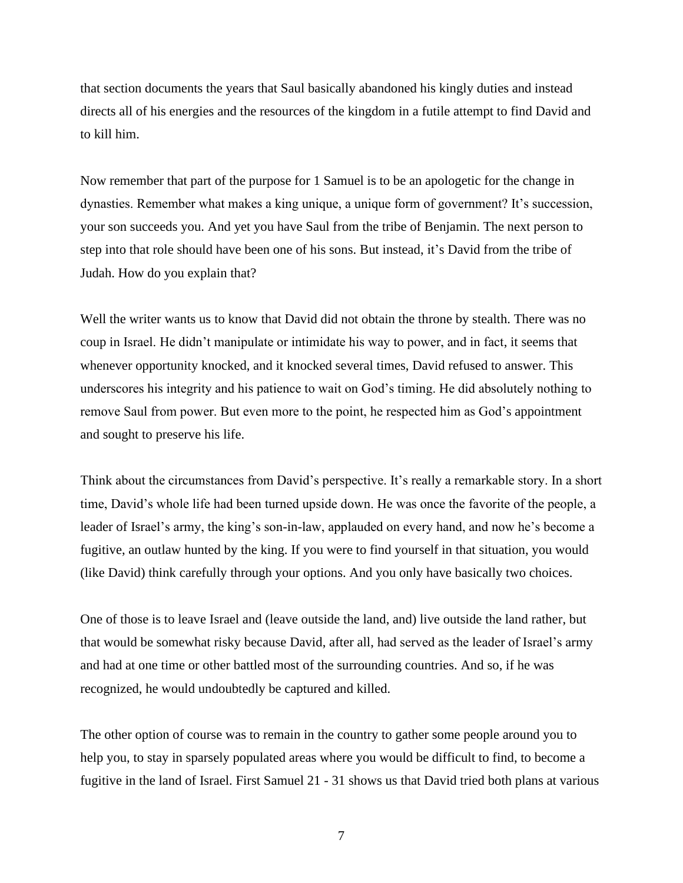that section documents the years that Saul basically abandoned his kingly duties and instead directs all of his energies and the resources of the kingdom in a futile attempt to find David and to kill him.

Now remember that part of the purpose for 1 Samuel is to be an apologetic for the change in dynasties. Remember what makes a king unique, a unique form of government? It's succession, your son succeeds you. And yet you have Saul from the tribe of Benjamin. The next person to step into that role should have been one of his sons. But instead, it's David from the tribe of Judah. How do you explain that?

Well the writer wants us to know that David did not obtain the throne by stealth. There was no coup in Israel. He didn't manipulate or intimidate his way to power, and in fact, it seems that whenever opportunity knocked, and it knocked several times, David refused to answer. This underscores his integrity and his patience to wait on God's timing. He did absolutely nothing to remove Saul from power. But even more to the point, he respected him as God's appointment and sought to preserve his life.

Think about the circumstances from David's perspective. It's really a remarkable story. In a short time, David's whole life had been turned upside down. He was once the favorite of the people, a leader of Israel's army, the king's son-in-law, applauded on every hand, and now he's become a fugitive, an outlaw hunted by the king. If you were to find yourself in that situation, you would (like David) think carefully through your options. And you only have basically two choices.

One of those is to leave Israel and (leave outside the land, and) live outside the land rather, but that would be somewhat risky because David, after all, had served as the leader of Israel's army and had at one time or other battled most of the surrounding countries. And so, if he was recognized, he would undoubtedly be captured and killed.

The other option of course was to remain in the country to gather some people around you to help you, to stay in sparsely populated areas where you would be difficult to find, to become a fugitive in the land of Israel. First Samuel 21 - 31 shows us that David tried both plans at various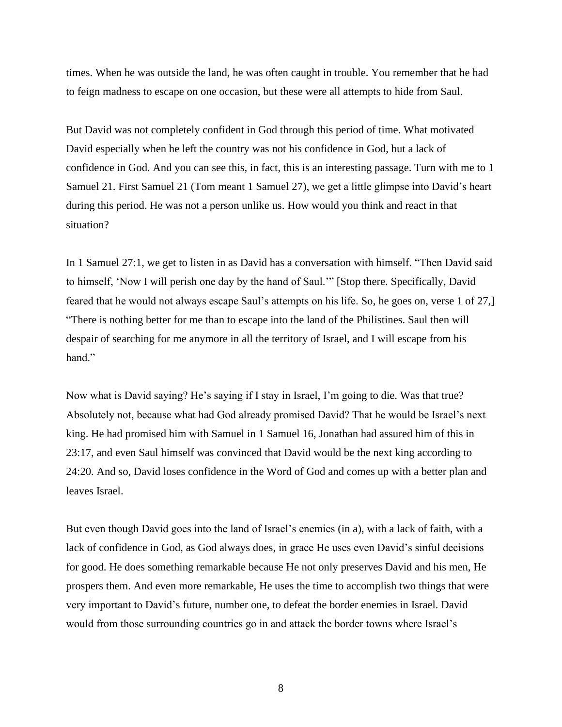times. When he was outside the land, he was often caught in trouble. You remember that he had to feign madness to escape on one occasion, but these were all attempts to hide from Saul.

But David was not completely confident in God through this period of time. What motivated David especially when he left the country was not his confidence in God, but a lack of confidence in God. And you can see this, in fact, this is an interesting passage. Turn with me to 1 Samuel 21. First Samuel 21 (Tom meant 1 Samuel 27), we get a little glimpse into David's heart during this period. He was not a person unlike us. How would you think and react in that situation?

In 1 Samuel 27:1, we get to listen in as David has a conversation with himself. "Then David said to himself, 'Now I will perish one day by the hand of Saul.'" [Stop there. Specifically, David feared that he would not always escape Saul's attempts on his life. So, he goes on, verse 1 of 27,] "There is nothing better for me than to escape into the land of the Philistines. Saul then will despair of searching for me anymore in all the territory of Israel, and I will escape from his hand."

Now what is David saying? He's saying if I stay in Israel, I'm going to die. Was that true? Absolutely not, because what had God already promised David? That he would be Israel's next king. He had promised him with Samuel in 1 Samuel 16, Jonathan had assured him of this in 23:17, and even Saul himself was convinced that David would be the next king according to 24:20. And so, David loses confidence in the Word of God and comes up with a better plan and leaves Israel.

But even though David goes into the land of Israel's enemies (in a), with a lack of faith, with a lack of confidence in God, as God always does, in grace He uses even David's sinful decisions for good. He does something remarkable because He not only preserves David and his men, He prospers them. And even more remarkable, He uses the time to accomplish two things that were very important to David's future, number one, to defeat the border enemies in Israel. David would from those surrounding countries go in and attack the border towns where Israel's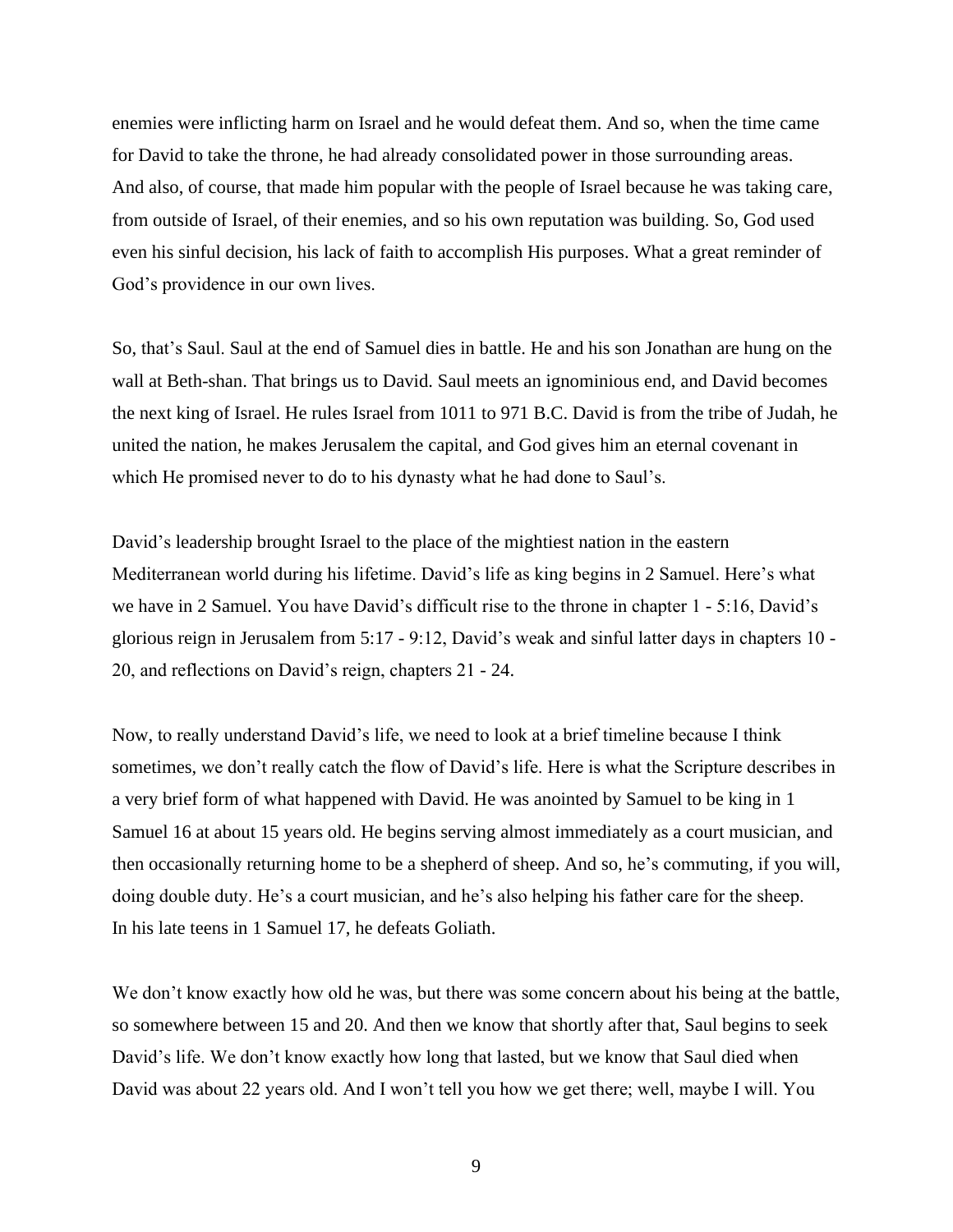enemies were inflicting harm on Israel and he would defeat them. And so, when the time came for David to take the throne, he had already consolidated power in those surrounding areas. And also, of course, that made him popular with the people of Israel because he was taking care, from outside of Israel, of their enemies, and so his own reputation was building. So, God used even his sinful decision, his lack of faith to accomplish His purposes. What a great reminder of God's providence in our own lives.

So, that's Saul. Saul at the end of Samuel dies in battle. He and his son Jonathan are hung on the wall at Beth-shan. That brings us to David. Saul meets an ignominious end, and David becomes the next king of Israel. He rules Israel from 1011 to 971 B.C. David is from the tribe of Judah, he united the nation, he makes Jerusalem the capital, and God gives him an eternal covenant in which He promised never to do to his dynasty what he had done to Saul's.

David's leadership brought Israel to the place of the mightiest nation in the eastern Mediterranean world during his lifetime. David's life as king begins in 2 Samuel. Here's what we have in 2 Samuel. You have David's difficult rise to the throne in chapter 1 - 5:16, David's glorious reign in Jerusalem from 5:17 - 9:12, David's weak and sinful latter days in chapters 10 - 20, and reflections on David's reign, chapters 21 - 24.

Now, to really understand David's life, we need to look at a brief timeline because I think sometimes, we don't really catch the flow of David's life. Here is what the Scripture describes in a very brief form of what happened with David. He was anointed by Samuel to be king in 1 Samuel 16 at about 15 years old. He begins serving almost immediately as a court musician, and then occasionally returning home to be a shepherd of sheep. And so, he's commuting, if you will, doing double duty. He's a court musician, and he's also helping his father care for the sheep. In his late teens in 1 Samuel 17, he defeats Goliath.

We don't know exactly how old he was, but there was some concern about his being at the battle, so somewhere between 15 and 20. And then we know that shortly after that, Saul begins to seek David's life. We don't know exactly how long that lasted, but we know that Saul died when David was about 22 years old. And I won't tell you how we get there; well, maybe I will. You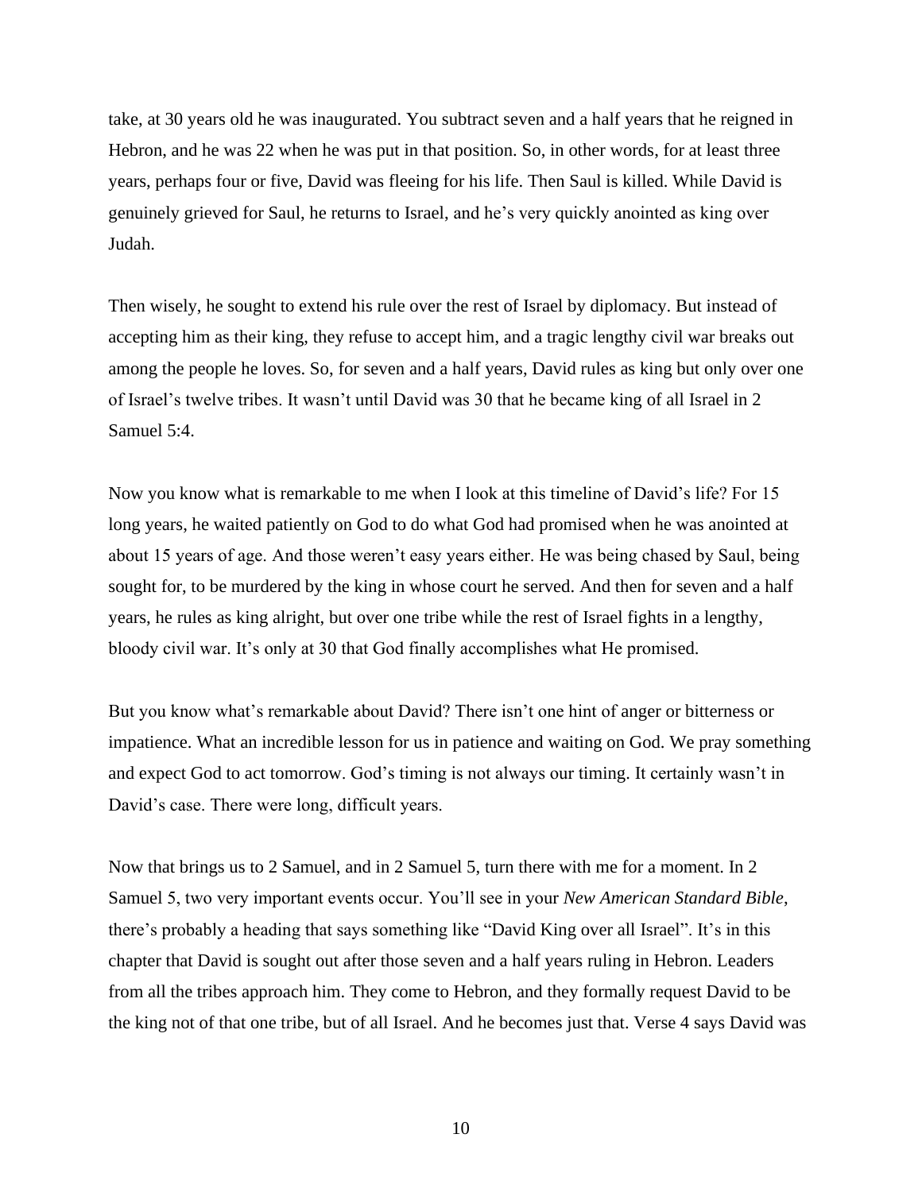take, at 30 years old he was inaugurated. You subtract seven and a half years that he reigned in Hebron, and he was 22 when he was put in that position. So, in other words, for at least three years, perhaps four or five, David was fleeing for his life. Then Saul is killed. While David is genuinely grieved for Saul, he returns to Israel, and he's very quickly anointed as king over Judah.

Then wisely, he sought to extend his rule over the rest of Israel by diplomacy. But instead of accepting him as their king, they refuse to accept him, and a tragic lengthy civil war breaks out among the people he loves. So, for seven and a half years, David rules as king but only over one of Israel's twelve tribes. It wasn't until David was 30 that he became king of all Israel in 2 Samuel 5:4.

Now you know what is remarkable to me when I look at this timeline of David's life? For 15 long years, he waited patiently on God to do what God had promised when he was anointed at about 15 years of age. And those weren't easy years either. He was being chased by Saul, being sought for, to be murdered by the king in whose court he served. And then for seven and a half years, he rules as king alright, but over one tribe while the rest of Israel fights in a lengthy, bloody civil war. It's only at 30 that God finally accomplishes what He promised.

But you know what's remarkable about David? There isn't one hint of anger or bitterness or impatience. What an incredible lesson for us in patience and waiting on God. We pray something and expect God to act tomorrow. God's timing is not always our timing. It certainly wasn't in David's case. There were long, difficult years.

Now that brings us to 2 Samuel, and in 2 Samuel 5, turn there with me for a moment. In 2 Samuel 5, two very important events occur. You'll see in your *New American Standard Bible*, there's probably a heading that says something like "David King over all Israel". It's in this chapter that David is sought out after those seven and a half years ruling in Hebron. Leaders from all the tribes approach him. They come to Hebron, and they formally request David to be the king not of that one tribe, but of all Israel. And he becomes just that. Verse 4 says David was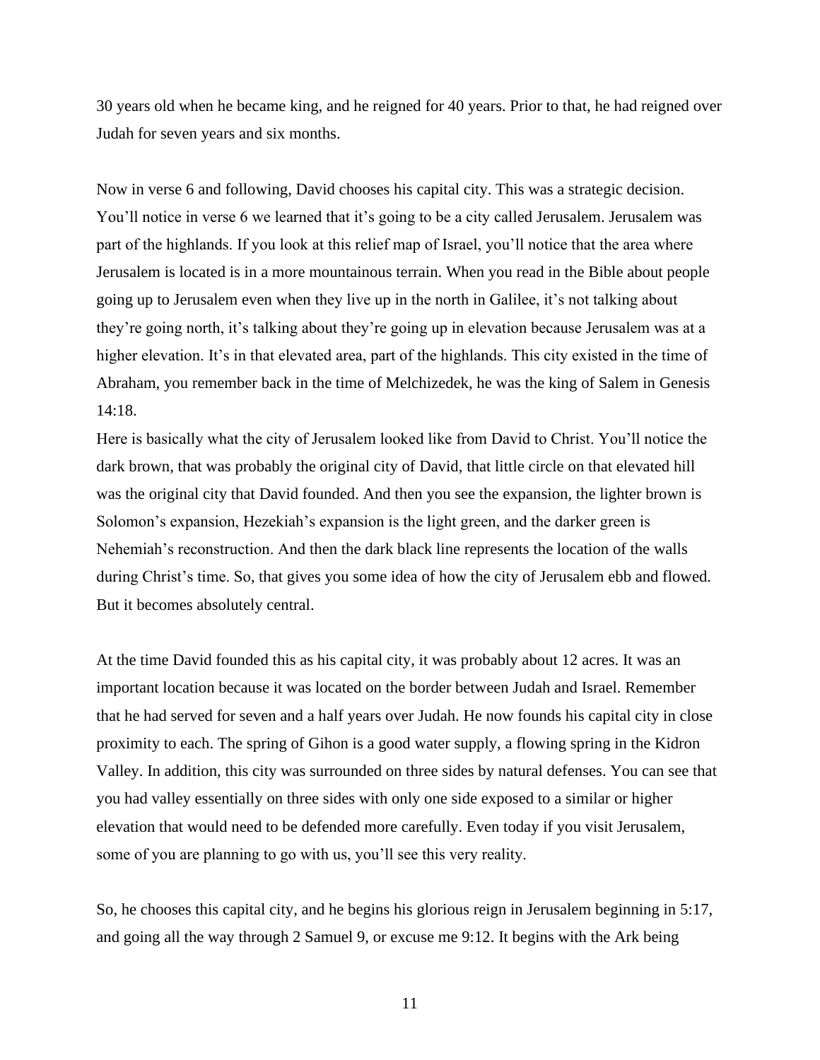30 years old when he became king, and he reigned for 40 years. Prior to that, he had reigned over Judah for seven years and six months.

Now in verse 6 and following, David chooses his capital city. This was a strategic decision. You'll notice in verse 6 we learned that it's going to be a city called Jerusalem. Jerusalem was part of the highlands. If you look at this relief map of Israel, you'll notice that the area where Jerusalem is located is in a more mountainous terrain. When you read in the Bible about people going up to Jerusalem even when they live up in the north in Galilee, it's not talking about they're going north, it's talking about they're going up in elevation because Jerusalem was at a higher elevation. It's in that elevated area, part of the highlands. This city existed in the time of Abraham, you remember back in the time of Melchizedek, he was the king of Salem in Genesis 14:18.

Here is basically what the city of Jerusalem looked like from David to Christ. You'll notice the dark brown, that was probably the original city of David, that little circle on that elevated hill was the original city that David founded. And then you see the expansion, the lighter brown is Solomon's expansion, Hezekiah's expansion is the light green, and the darker green is Nehemiah's reconstruction. And then the dark black line represents the location of the walls during Christ's time. So, that gives you some idea of how the city of Jerusalem ebb and flowed. But it becomes absolutely central.

At the time David founded this as his capital city, it was probably about 12 acres. It was an important location because it was located on the border between Judah and Israel. Remember that he had served for seven and a half years over Judah. He now founds his capital city in close proximity to each. The spring of Gihon is a good water supply, a flowing spring in the Kidron Valley. In addition, this city was surrounded on three sides by natural defenses. You can see that you had valley essentially on three sides with only one side exposed to a similar or higher elevation that would need to be defended more carefully. Even today if you visit Jerusalem, some of you are planning to go with us, you'll see this very reality.

So, he chooses this capital city, and he begins his glorious reign in Jerusalem beginning in 5:17, and going all the way through 2 Samuel 9, or excuse me 9:12. It begins with the Ark being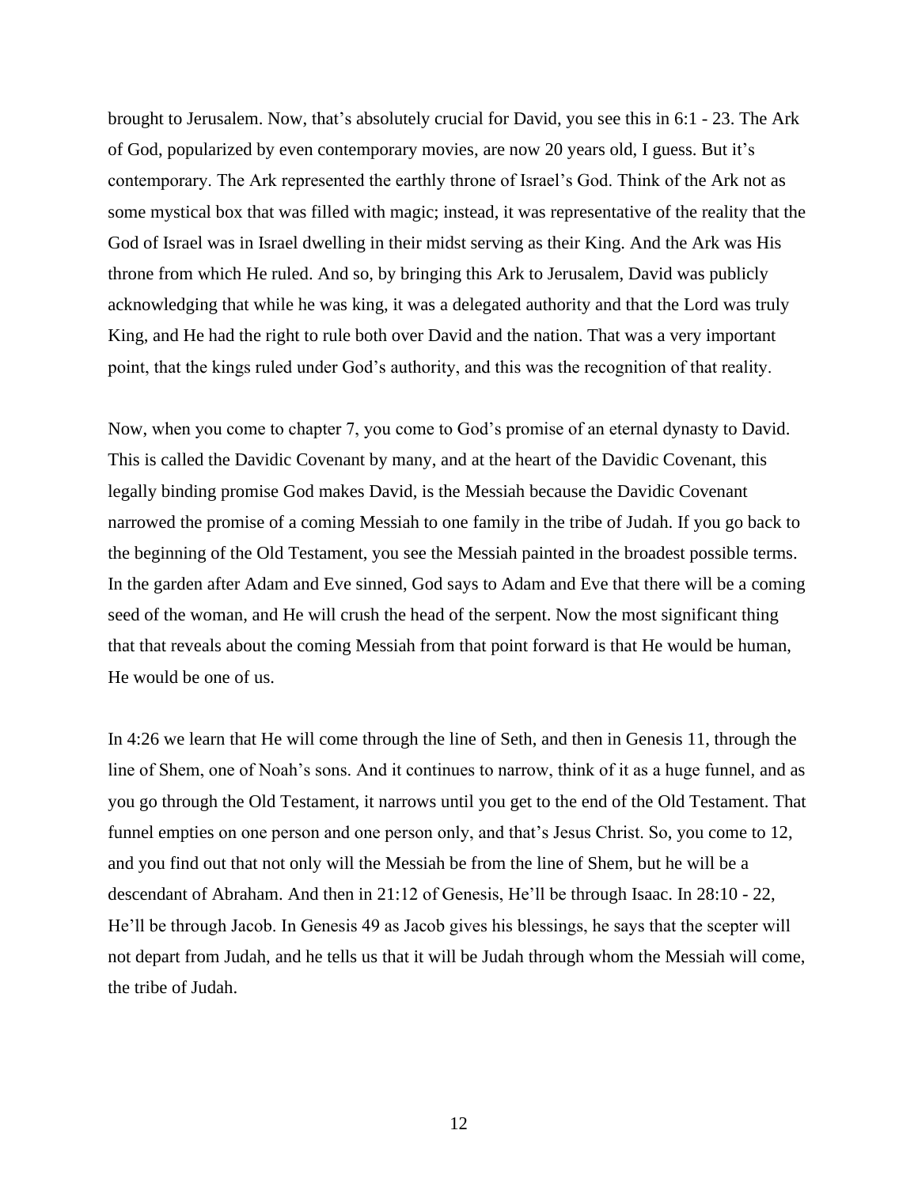brought to Jerusalem. Now, that's absolutely crucial for David, you see this in 6:1 - 23. The Ark of God, popularized by even contemporary movies, are now 20 years old, I guess. But it's contemporary. The Ark represented the earthly throne of Israel's God. Think of the Ark not as some mystical box that was filled with magic; instead, it was representative of the reality that the God of Israel was in Israel dwelling in their midst serving as their King. And the Ark was His throne from which He ruled. And so, by bringing this Ark to Jerusalem, David was publicly acknowledging that while he was king, it was a delegated authority and that the Lord was truly King, and He had the right to rule both over David and the nation. That was a very important point, that the kings ruled under God's authority, and this was the recognition of that reality.

Now, when you come to chapter 7, you come to God's promise of an eternal dynasty to David. This is called the Davidic Covenant by many, and at the heart of the Davidic Covenant, this legally binding promise God makes David, is the Messiah because the Davidic Covenant narrowed the promise of a coming Messiah to one family in the tribe of Judah. If you go back to the beginning of the Old Testament, you see the Messiah painted in the broadest possible terms. In the garden after Adam and Eve sinned, God says to Adam and Eve that there will be a coming seed of the woman, and He will crush the head of the serpent. Now the most significant thing that that reveals about the coming Messiah from that point forward is that He would be human, He would be one of us.

In 4:26 we learn that He will come through the line of Seth, and then in Genesis 11, through the line of Shem, one of Noah's sons. And it continues to narrow, think of it as a huge funnel, and as you go through the Old Testament, it narrows until you get to the end of the Old Testament. That funnel empties on one person and one person only, and that's Jesus Christ. So, you come to 12, and you find out that not only will the Messiah be from the line of Shem, but he will be a descendant of Abraham. And then in 21:12 of Genesis, He'll be through Isaac. In 28:10 - 22, He'll be through Jacob. In Genesis 49 as Jacob gives his blessings, he says that the scepter will not depart from Judah, and he tells us that it will be Judah through whom the Messiah will come, the tribe of Judah.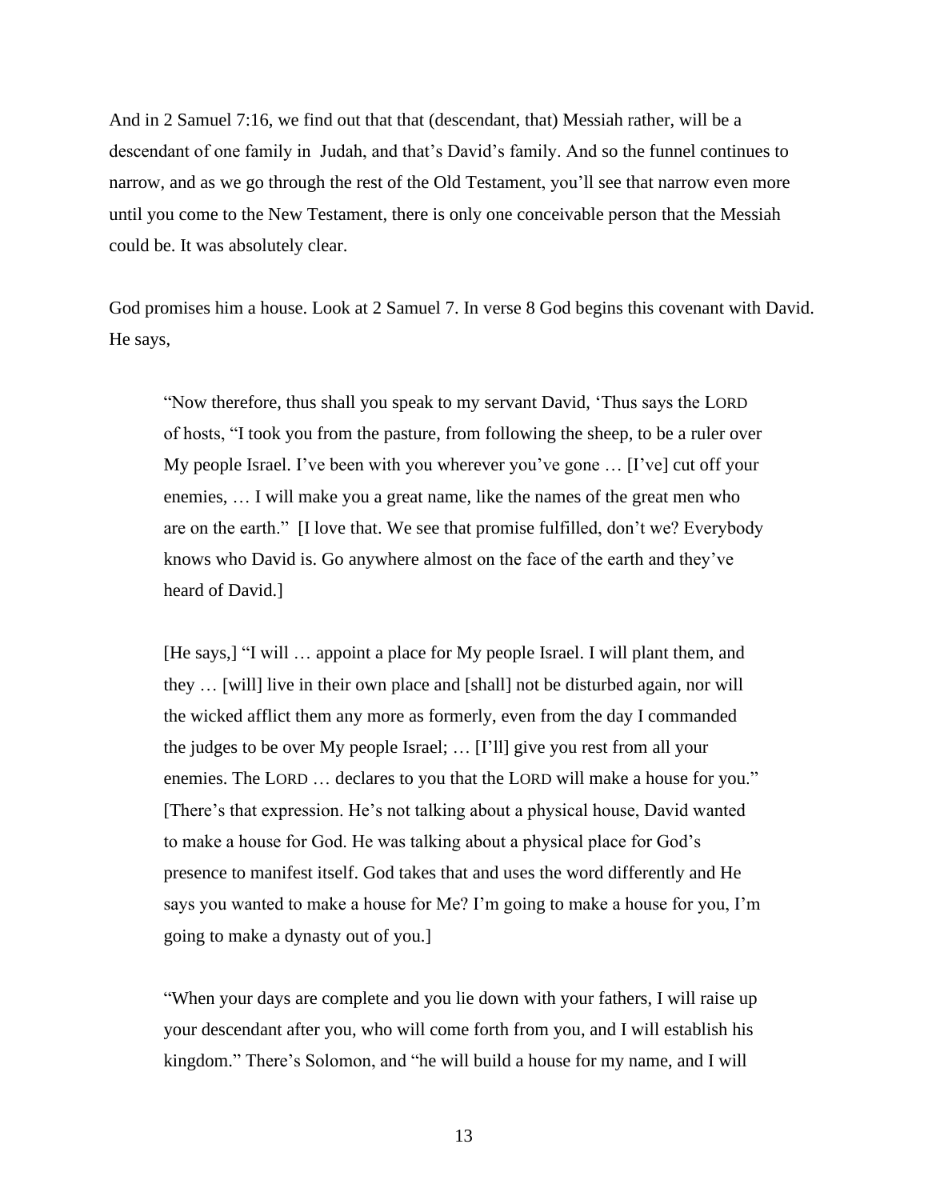And in 2 Samuel 7:16, we find out that that (descendant, that) Messiah rather, will be a descendant of one family in Judah, and that's David's family. And so the funnel continues to narrow, and as we go through the rest of the Old Testament, you'll see that narrow even more until you come to the New Testament, there is only one conceivable person that the Messiah could be. It was absolutely clear.

God promises him a house. Look at 2 Samuel 7. In verse 8 God begins this covenant with David. He says,

> "Now therefore, thus shall you speak to my servant David, 'Thus says the LORD of hosts, "I took you from the pasture, from following the sheep, to be a ruler over My people Israel. I've been with you wherever you've gone … [I've] cut off your enemies, … I will make you a great name, like the names of the great men who are on the earth." [I love that. We see that promise fulfilled, don't we? Everybody knows who David is. Go anywhere almost on the face of the earth and they've heard of David.]
>
> [He says,] "I will … appoint a place for My people Israel. I will plant them, and they … [will] live in their own place and [shall] not be disturbed again, nor will the wicked afflict them any more as formerly, even from the day I commanded the judges to be over My people Israel; … [I'll] give you rest from all your enemies. The LORD … declares to you that the LORD will make a house for you." [There's that expression. He's not talking about a physical house, David wanted to make a house for God. He was talking about a physical place for God's presence to manifest itself. God takes that and uses the word differently and He says you wanted to make a house for Me? I'm going to make a house for you, I'm going to make a dynasty out of you.]
>
> "When your days are complete and you lie down with your fathers, I will raise up your descendant after you, who will come forth from you, and I will establish his kingdom." There's Solomon, and "he will build a house for my name, and I will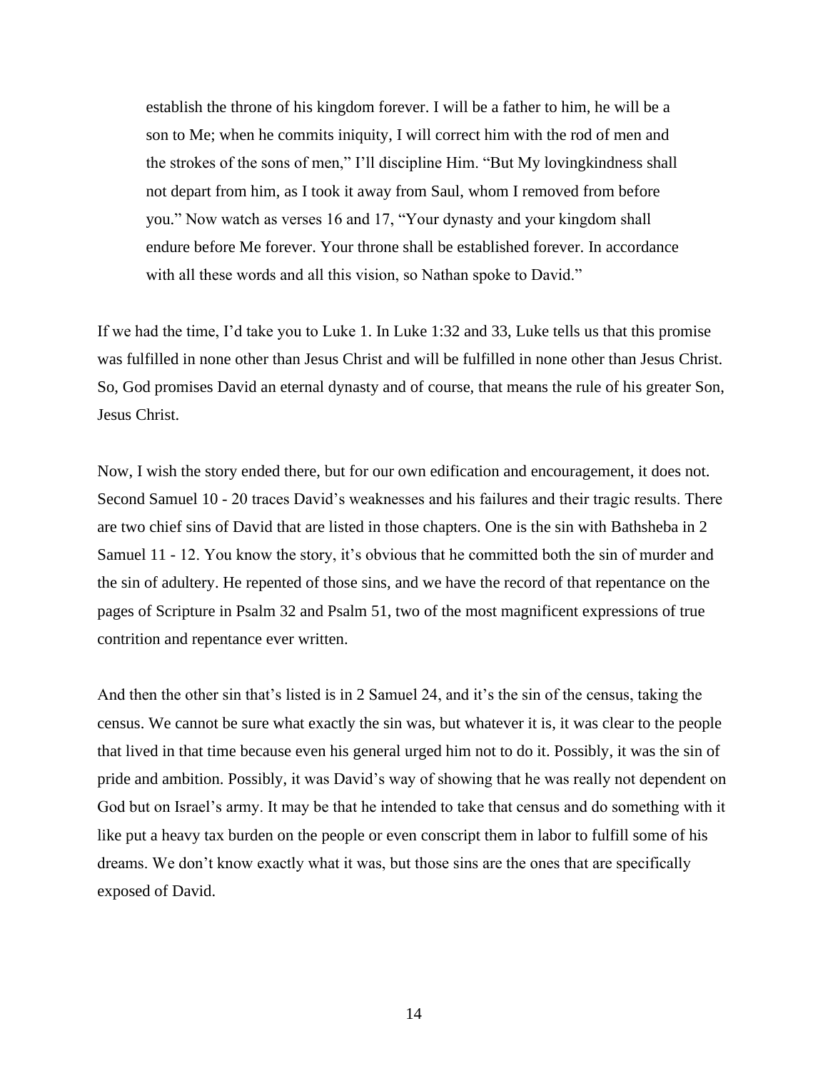> establish the throne of his kingdom forever. I will be a father to him, he will be a son to Me; when he commits iniquity, I will correct him with the rod of men and the strokes of the sons of men," I'll discipline Him. "But My lovingkindness shall not depart from him, as I took it away from Saul, whom I removed from before you." Now watch as verses 16 and 17, "Your dynasty and your kingdom shall endure before Me forever. Your throne shall be established forever. In accordance with all these words and all this vision, so Nathan spoke to David."

If we had the time, I'd take you to Luke 1. In Luke 1:32 and 33, Luke tells us that this promise was fulfilled in none other than Jesus Christ and will be fulfilled in none other than Jesus Christ. So, God promises David an eternal dynasty and of course, that means the rule of his greater Son, Jesus Christ.

Now, I wish the story ended there, but for our own edification and encouragement, it does not. Second Samuel 10 - 20 traces David's weaknesses and his failures and their tragic results. There are two chief sins of David that are listed in those chapters. One is the sin with Bathsheba in 2 Samuel 11 - 12. You know the story, it's obvious that he committed both the sin of murder and the sin of adultery. He repented of those sins, and we have the record of that repentance on the pages of Scripture in Psalm 32 and Psalm 51, two of the most magnificent expressions of true contrition and repentance ever written.

And then the other sin that's listed is in 2 Samuel 24, and it's the sin of the census, taking the census. We cannot be sure what exactly the sin was, but whatever it is, it was clear to the people that lived in that time because even his general urged him not to do it. Possibly, it was the sin of pride and ambition. Possibly, it was David's way of showing that he was really not dependent on God but on Israel's army. It may be that he intended to take that census and do something with it like put a heavy tax burden on the people or even conscript them in labor to fulfill some of his dreams. We don't know exactly what it was, but those sins are the ones that are specifically exposed of David.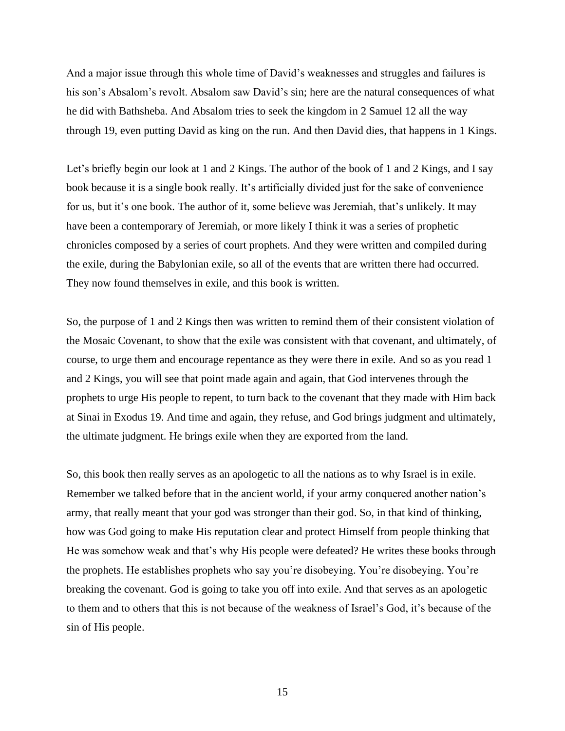And a major issue through this whole time of David's weaknesses and struggles and failures is his son's Absalom's revolt. Absalom saw David's sin; here are the natural consequences of what he did with Bathsheba. And Absalom tries to seek the kingdom in 2 Samuel 12 all the way through 19, even putting David as king on the run. And then David dies, that happens in 1 Kings.

Let's briefly begin our look at 1 and 2 Kings. The author of the book of 1 and 2 Kings, and I say book because it is a single book really. It's artificially divided just for the sake of convenience for us, but it's one book. The author of it, some believe was Jeremiah, that's unlikely. It may have been a contemporary of Jeremiah, or more likely I think it was a series of prophetic chronicles composed by a series of court prophets. And they were written and compiled during the exile, during the Babylonian exile, so all of the events that are written there had occurred. They now found themselves in exile, and this book is written.

So, the purpose of 1 and 2 Kings then was written to remind them of their consistent violation of the Mosaic Covenant, to show that the exile was consistent with that covenant, and ultimately, of course, to urge them and encourage repentance as they were there in exile. And so as you read 1 and 2 Kings, you will see that point made again and again, that God intervenes through the prophets to urge His people to repent, to turn back to the covenant that they made with Him back at Sinai in Exodus 19. And time and again, they refuse, and God brings judgment and ultimately, the ultimate judgment. He brings exile when they are exported from the land.

So, this book then really serves as an apologetic to all the nations as to why Israel is in exile. Remember we talked before that in the ancient world, if your army conquered another nation's army, that really meant that your god was stronger than their god. So, in that kind of thinking, how was God going to make His reputation clear and protect Himself from people thinking that He was somehow weak and that's why His people were defeated? He writes these books through the prophets. He establishes prophets who say you're disobeying. You're disobeying. You're breaking the covenant. God is going to take you off into exile. And that serves as an apologetic to them and to others that this is not because of the weakness of Israel's God, it's because of the sin of His people.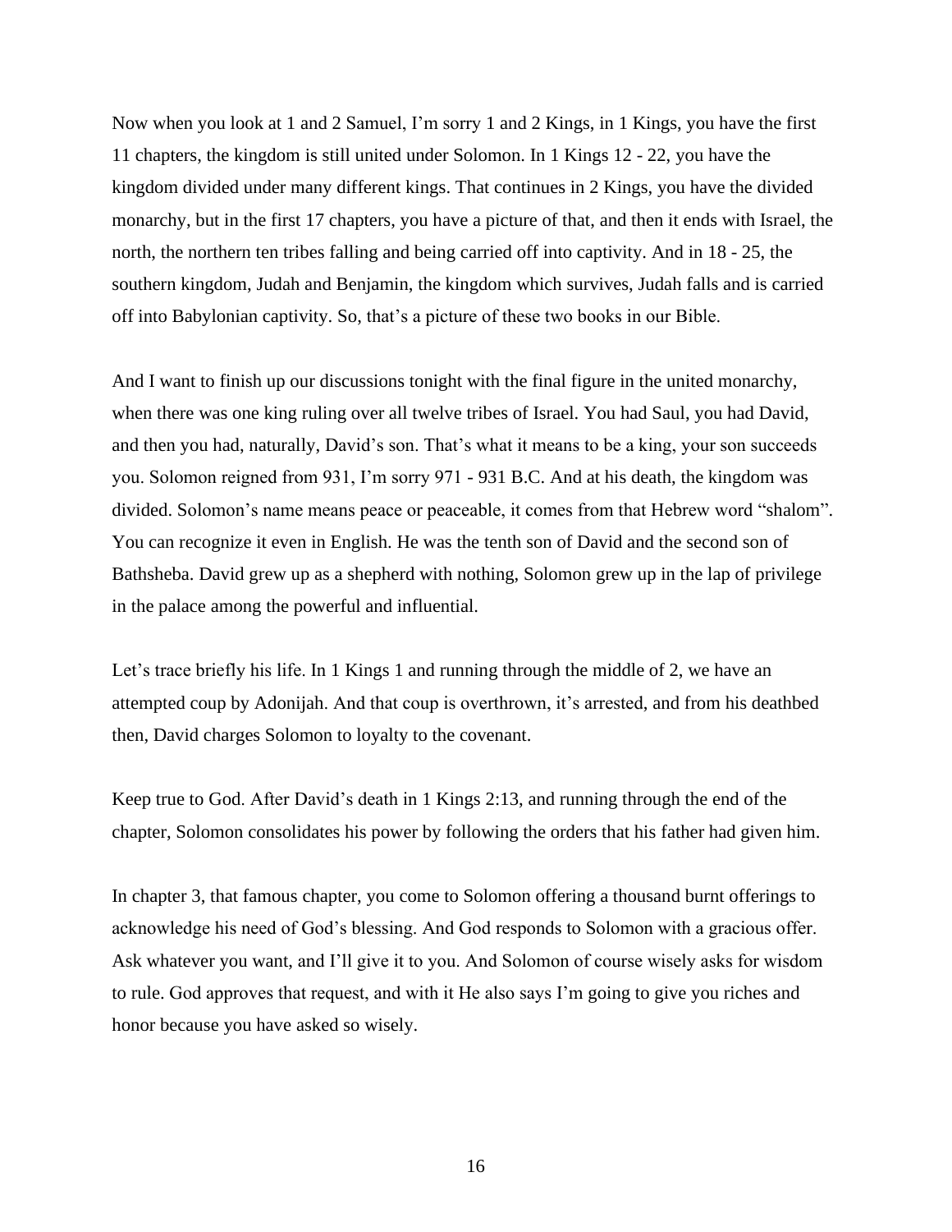Now when you look at 1 and 2 Samuel, I'm sorry 1 and 2 Kings, in 1 Kings, you have the first 11 chapters, the kingdom is still united under Solomon. In 1 Kings 12 - 22, you have the kingdom divided under many different kings. That continues in 2 Kings, you have the divided monarchy, but in the first 17 chapters, you have a picture of that, and then it ends with Israel, the north, the northern ten tribes falling and being carried off into captivity. And in 18 - 25, the southern kingdom, Judah and Benjamin, the kingdom which survives, Judah falls and is carried off into Babylonian captivity. So, that's a picture of these two books in our Bible.

And I want to finish up our discussions tonight with the final figure in the united monarchy, when there was one king ruling over all twelve tribes of Israel. You had Saul, you had David, and then you had, naturally, David's son. That's what it means to be a king, your son succeeds you. Solomon reigned from 931, I'm sorry 971 - 931 B.C. And at his death, the kingdom was divided. Solomon's name means peace or peaceable, it comes from that Hebrew word "shalom". You can recognize it even in English. He was the tenth son of David and the second son of Bathsheba. David grew up as a shepherd with nothing, Solomon grew up in the lap of privilege in the palace among the powerful and influential.

Let's trace briefly his life. In 1 Kings 1 and running through the middle of 2, we have an attempted coup by Adonijah. And that coup is overthrown, it's arrested, and from his deathbed then, David charges Solomon to loyalty to the covenant.

Keep true to God. After David's death in 1 Kings 2:13, and running through the end of the chapter, Solomon consolidates his power by following the orders that his father had given him.

In chapter 3, that famous chapter, you come to Solomon offering a thousand burnt offerings to acknowledge his need of God's blessing. And God responds to Solomon with a gracious offer. Ask whatever you want, and I'll give it to you. And Solomon of course wisely asks for wisdom to rule. God approves that request, and with it He also says I'm going to give you riches and honor because you have asked so wisely.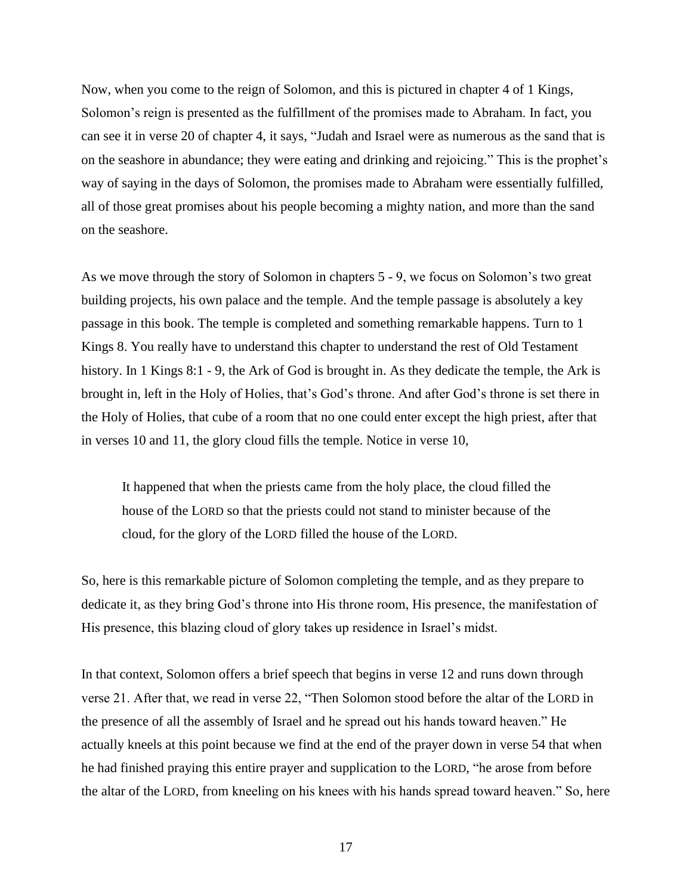Now, when you come to the reign of Solomon, and this is pictured in chapter 4 of 1 Kings, Solomon's reign is presented as the fulfillment of the promises made to Abraham. In fact, you can see it in verse 20 of chapter 4, it says, "Judah and Israel were as numerous as the sand that is on the seashore in abundance; they were eating and drinking and rejoicing." This is the prophet's way of saying in the days of Solomon, the promises made to Abraham were essentially fulfilled, all of those great promises about his people becoming a mighty nation, and more than the sand on the seashore.

As we move through the story of Solomon in chapters 5 - 9, we focus on Solomon's two great building projects, his own palace and the temple. And the temple passage is absolutely a key passage in this book. The temple is completed and something remarkable happens. Turn to 1 Kings 8. You really have to understand this chapter to understand the rest of Old Testament history. In 1 Kings 8:1 - 9, the Ark of God is brought in. As they dedicate the temple, the Ark is brought in, left in the Holy of Holies, that's God's throne. And after God's throne is set there in the Holy of Holies, that cube of a room that no one could enter except the high priest, after that in verses 10 and 11, the glory cloud fills the temple. Notice in verse 10,

> It happened that when the priests came from the holy place, the cloud filled the house of the LORD so that the priests could not stand to minister because of the cloud, for the glory of the LORD filled the house of the LORD.

So, here is this remarkable picture of Solomon completing the temple, and as they prepare to dedicate it, as they bring God's throne into His throne room, His presence, the manifestation of His presence, this blazing cloud of glory takes up residence in Israel's midst.

In that context, Solomon offers a brief speech that begins in verse 12 and runs down through verse 21. After that, we read in verse 22, "Then Solomon stood before the altar of the LORD in the presence of all the assembly of Israel and he spread out his hands toward heaven." He actually kneels at this point because we find at the end of the prayer down in verse 54 that when he had finished praying this entire prayer and supplication to the LORD, "he arose from before the altar of the LORD, from kneeling on his knees with his hands spread toward heaven." So, here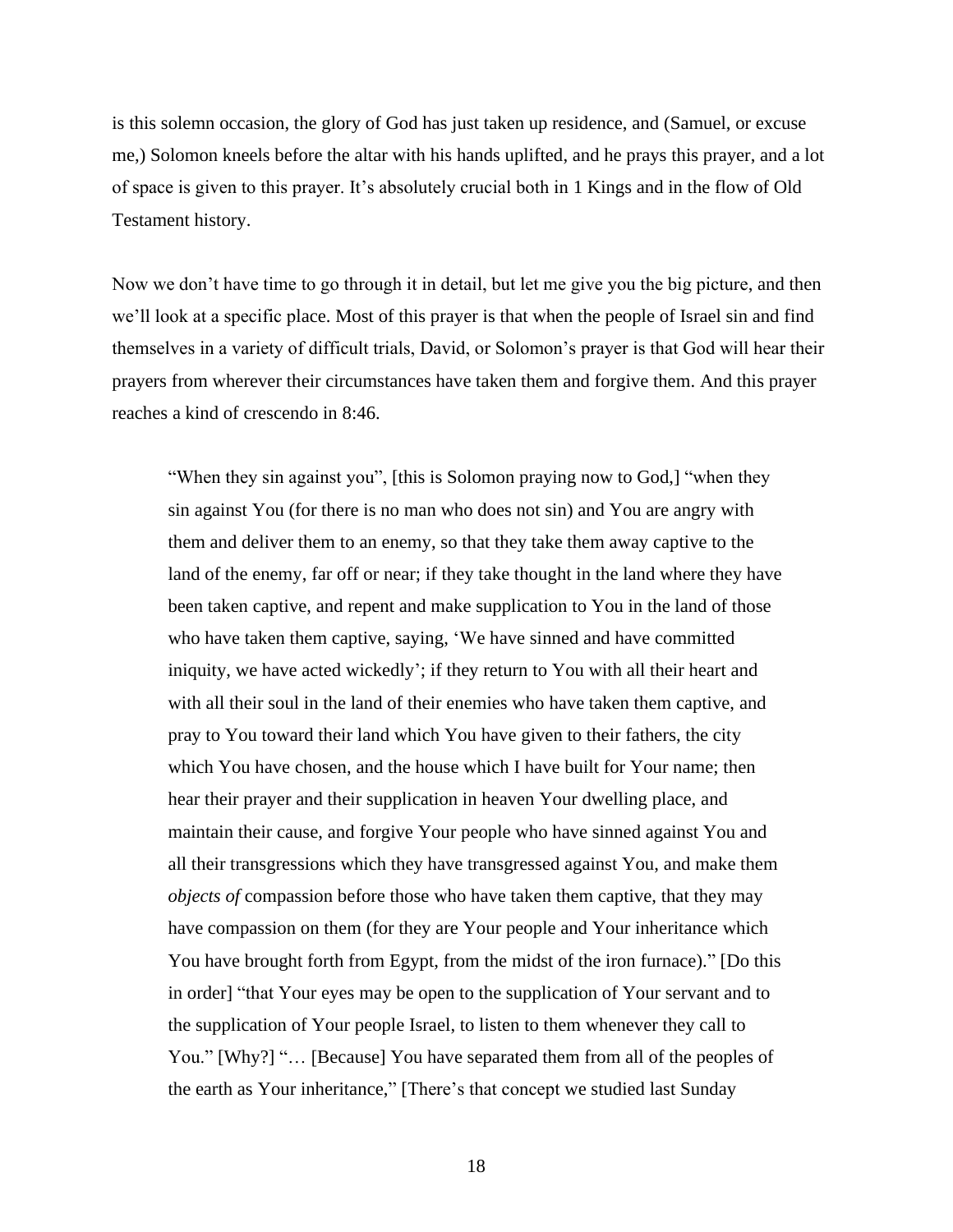is this solemn occasion, the glory of God has just taken up residence, and (Samuel, or excuse me,) Solomon kneels before the altar with his hands uplifted, and he prays this prayer, and a lot of space is given to this prayer. It's absolutely crucial both in 1 Kings and in the flow of Old Testament history.

Now we don't have time to go through it in detail, but let me give you the big picture, and then we'll look at a specific place. Most of this prayer is that when the people of Israel sin and find themselves in a variety of difficult trials, David, or Solomon's prayer is that God will hear their prayers from wherever their circumstances have taken them and forgive them. And this prayer reaches a kind of crescendo in 8:46.

> "When they sin against you", [this is Solomon praying now to God,] "when they sin against You (for there is no man who does not sin) and You are angry with them and deliver them to an enemy, so that they take them away captive to the land of the enemy, far off or near; if they take thought in the land where they have been taken captive, and repent and make supplication to You in the land of those who have taken them captive, saying, 'We have sinned and have committed iniquity, we have acted wickedly'; if they return to You with all their heart and with all their soul in the land of their enemies who have taken them captive, and pray to You toward their land which You have given to their fathers, the city which You have chosen, and the house which I have built for Your name; then hear their prayer and their supplication in heaven Your dwelling place, and maintain their cause, and forgive Your people who have sinned against You and all their transgressions which they have transgressed against You, and make them *objects of* compassion before those who have taken them captive, that they may have compassion on them (for they are Your people and Your inheritance which You have brought forth from Egypt, from the midst of the iron furnace)." [Do this in order] "that Your eyes may be open to the supplication of Your servant and to the supplication of Your people Israel, to listen to them whenever they call to You." [Why?] "… [Because] You have separated them from all of the peoples of the earth as Your inheritance," [There's that concept we studied last Sunday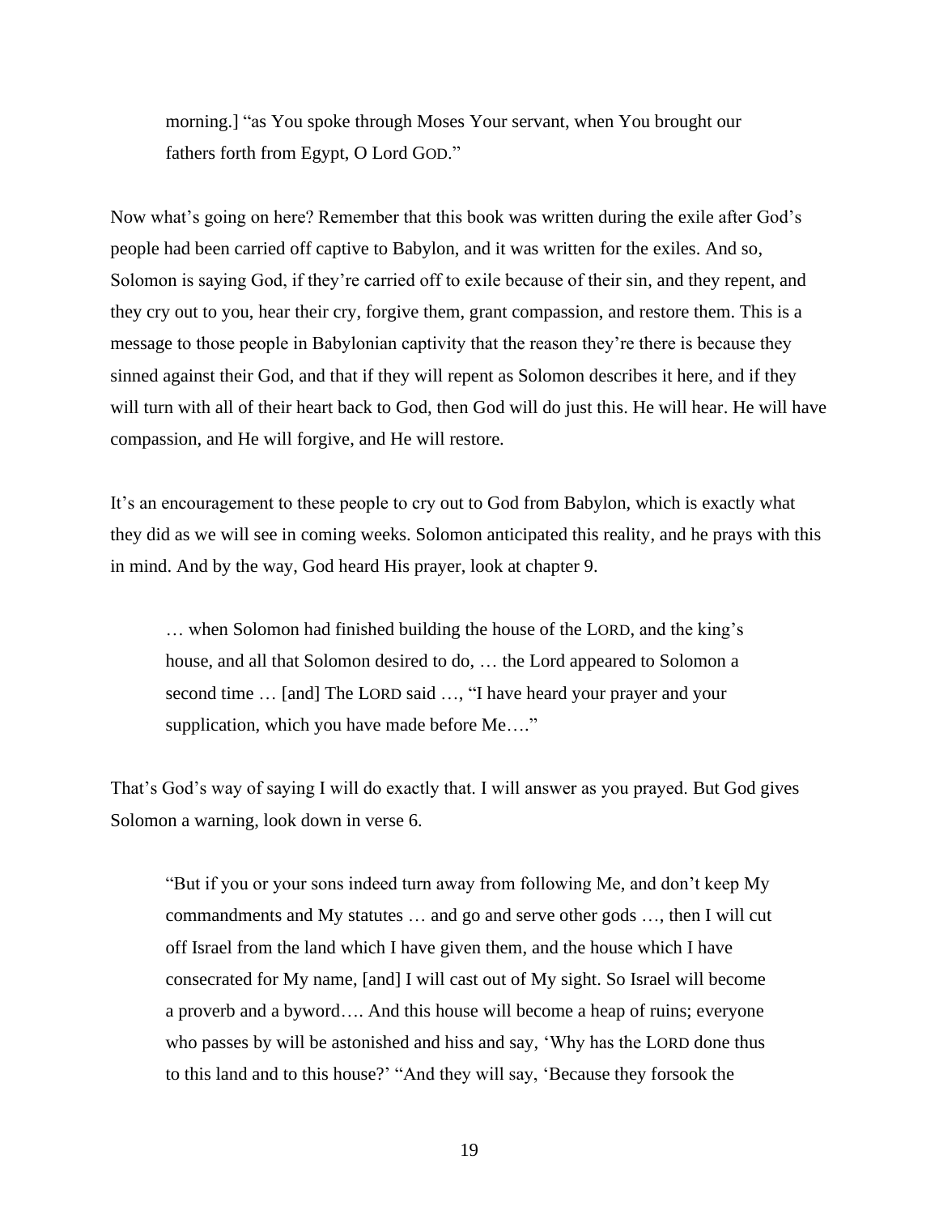> morning.] "as You spoke through Moses Your servant, when You brought our fathers forth from Egypt, O Lord GOD."

Now what's going on here? Remember that this book was written during the exile after God's people had been carried off captive to Babylon, and it was written for the exiles. And so, Solomon is saying God, if they're carried off to exile because of their sin, and they repent, and they cry out to you, hear their cry, forgive them, grant compassion, and restore them. This is a message to those people in Babylonian captivity that the reason they're there is because they sinned against their God, and that if they will repent as Solomon describes it here, and if they will turn with all of their heart back to God, then God will do just this. He will hear. He will have compassion, and He will forgive, and He will restore.

It's an encouragement to these people to cry out to God from Babylon, which is exactly what they did as we will see in coming weeks. Solomon anticipated this reality, and he prays with this in mind. And by the way, God heard His prayer, look at chapter 9.

> … when Solomon had finished building the house of the LORD, and the king's house, and all that Solomon desired to do, … the Lord appeared to Solomon a second time … [and] The LORD said …, "I have heard your prayer and your supplication, which you have made before Me…."

That's God's way of saying I will do exactly that. I will answer as you prayed. But God gives Solomon a warning, look down in verse 6.

> "But if you or your sons indeed turn away from following Me, and don't keep My commandments and My statutes … and go and serve other gods …, then I will cut off Israel from the land which I have given them, and the house which I have consecrated for My name, [and] I will cast out of My sight. So Israel will become a proverb and a byword…. And this house will become a heap of ruins; everyone who passes by will be astonished and hiss and say, 'Why has the LORD done thus to this land and to this house?' "And they will say, 'Because they forsook the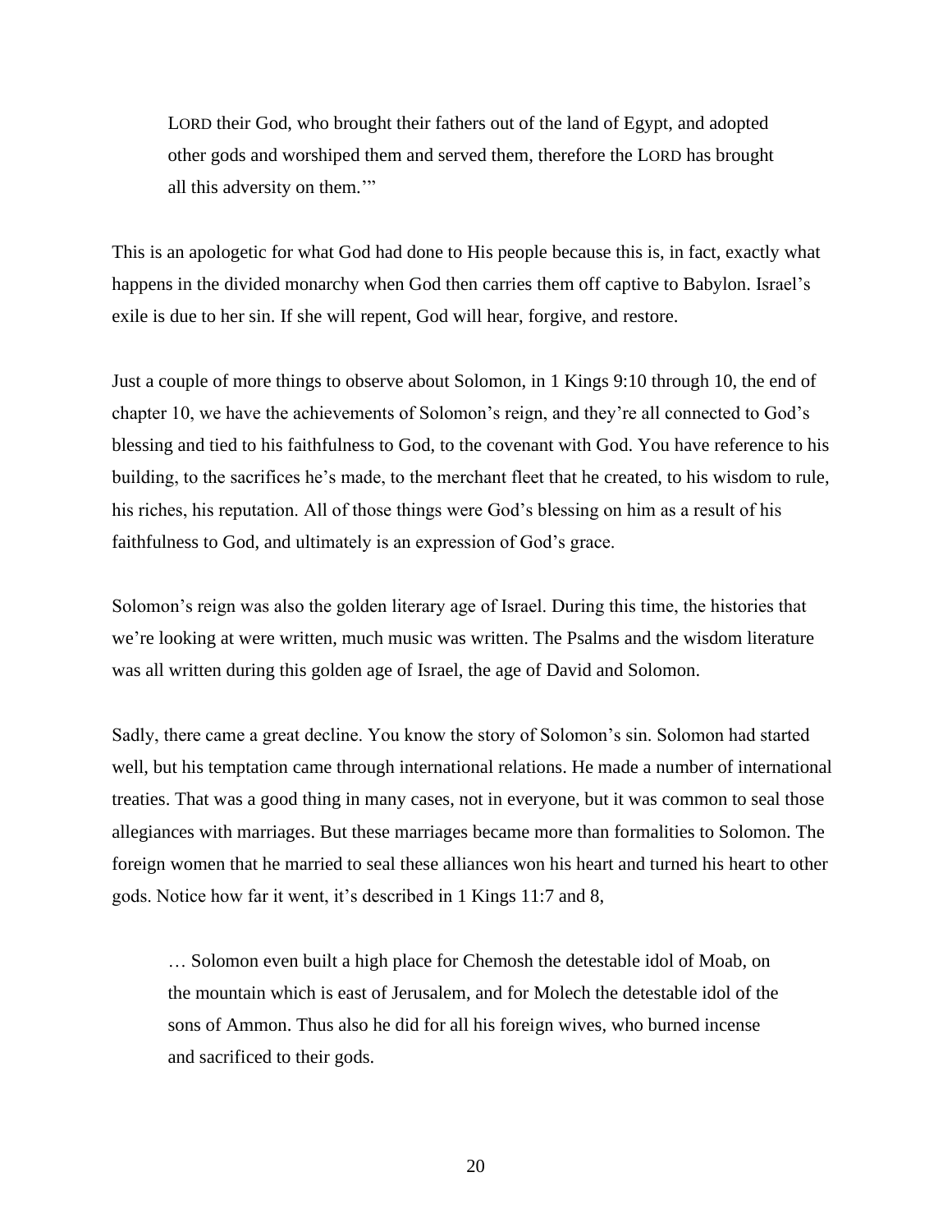> LORD their God, who brought their fathers out of the land of Egypt, and adopted other gods and worshiped them and served them, therefore the LORD has brought all this adversity on them.'"

This is an apologetic for what God had done to His people because this is, in fact, exactly what happens in the divided monarchy when God then carries them off captive to Babylon. Israel's exile is due to her sin. If she will repent, God will hear, forgive, and restore.

Just a couple of more things to observe about Solomon, in 1 Kings 9:10 through 10, the end of chapter 10, we have the achievements of Solomon's reign, and they're all connected to God's blessing and tied to his faithfulness to God, to the covenant with God. You have reference to his building, to the sacrifices he's made, to the merchant fleet that he created, to his wisdom to rule, his riches, his reputation. All of those things were God's blessing on him as a result of his faithfulness to God, and ultimately is an expression of God's grace.

Solomon's reign was also the golden literary age of Israel. During this time, the histories that we're looking at were written, much music was written. The Psalms and the wisdom literature was all written during this golden age of Israel, the age of David and Solomon.

Sadly, there came a great decline. You know the story of Solomon's sin. Solomon had started well, but his temptation came through international relations. He made a number of international treaties. That was a good thing in many cases, not in everyone, but it was common to seal those allegiances with marriages. But these marriages became more than formalities to Solomon. The foreign women that he married to seal these alliances won his heart and turned his heart to other gods. Notice how far it went, it's described in 1 Kings 11:7 and 8,

> … Solomon even built a high place for Chemosh the detestable idol of Moab, on the mountain which is east of Jerusalem, and for Molech the detestable idol of the sons of Ammon. Thus also he did for all his foreign wives, who burned incense and sacrificed to their gods.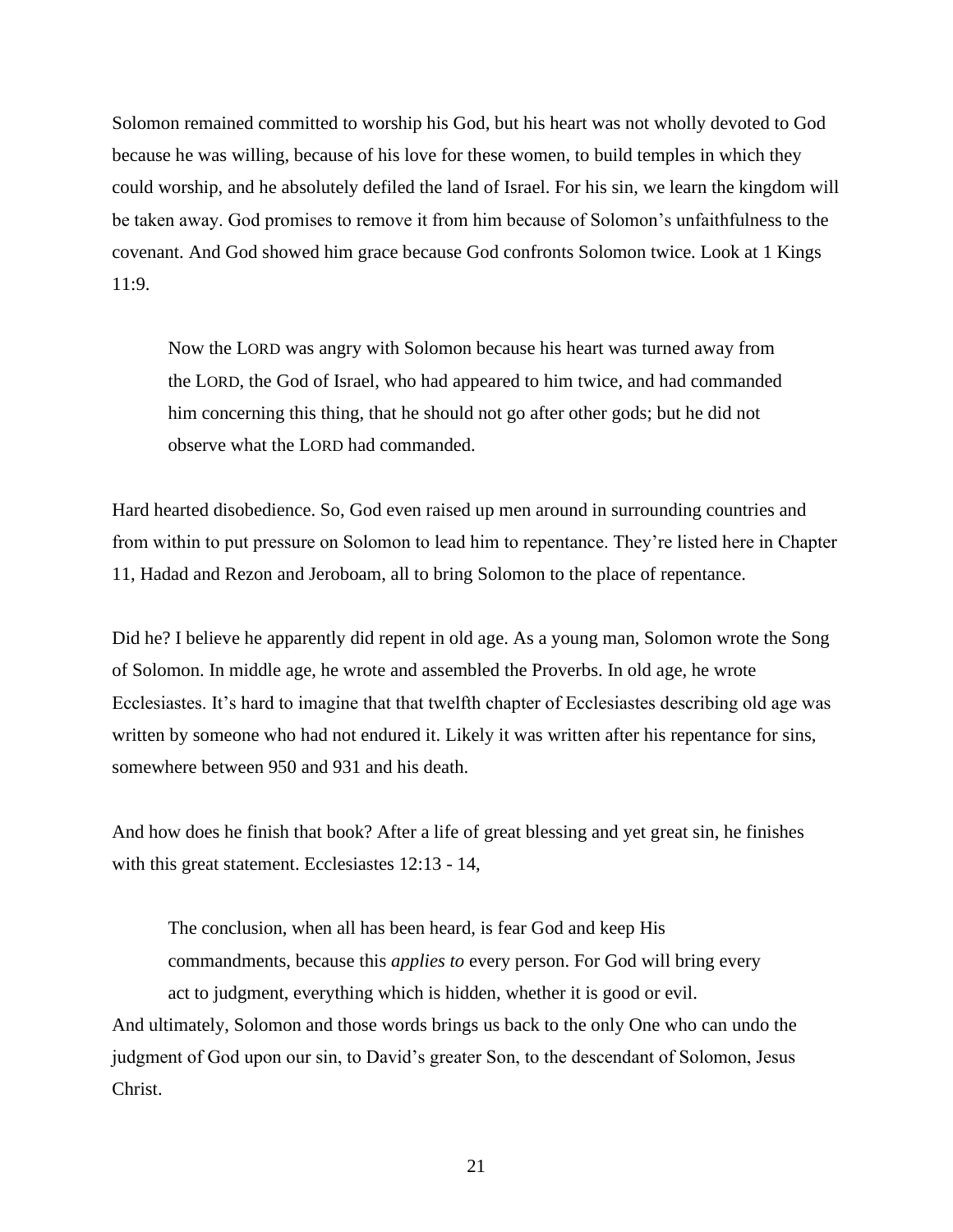Solomon remained committed to worship his God, but his heart was not wholly devoted to God because he was willing, because of his love for these women, to build temples in which they could worship, and he absolutely defiled the land of Israel. For his sin, we learn the kingdom will be taken away. God promises to remove it from him because of Solomon's unfaithfulness to the covenant. And God showed him grace because God confronts Solomon twice. Look at 1 Kings 11:9.

> Now the LORD was angry with Solomon because his heart was turned away from the LORD, the God of Israel, who had appeared to him twice, and had commanded him concerning this thing, that he should not go after other gods; but he did not observe what the LORD had commanded.

Hard hearted disobedience. So, God even raised up men around in surrounding countries and from within to put pressure on Solomon to lead him to repentance. They're listed here in Chapter 11, Hadad and Rezon and Jeroboam, all to bring Solomon to the place of repentance.

Did he? I believe he apparently did repent in old age. As a young man, Solomon wrote the Song of Solomon. In middle age, he wrote and assembled the Proverbs. In old age, he wrote Ecclesiastes. It's hard to imagine that that twelfth chapter of Ecclesiastes describing old age was written by someone who had not endured it. Likely it was written after his repentance for sins, somewhere between 950 and 931 and his death.

And how does he finish that book? After a life of great blessing and yet great sin, he finishes with this great statement. Ecclesiastes 12:13 - 14,

> The conclusion, when all has been heard, is fear God and keep His commandments, because this *applies to* every person. For God will bring every act to judgment, everything which is hidden, whether it is good or evil.

And ultimately, Solomon and those words brings us back to the only One who can undo the judgment of God upon our sin, to David's greater Son, to the descendant of Solomon, Jesus Christ.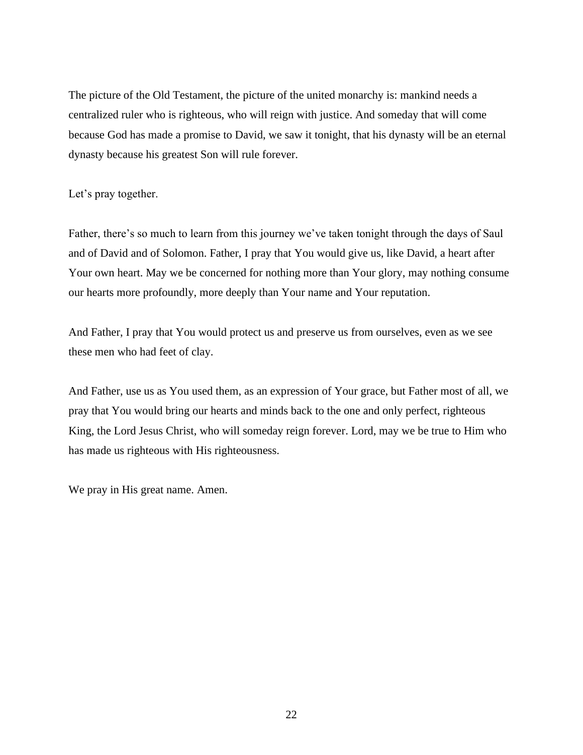The picture of the Old Testament, the picture of the united monarchy is: mankind needs a centralized ruler who is righteous, who will reign with justice. And someday that will come because God has made a promise to David, we saw it tonight, that his dynasty will be an eternal dynasty because his greatest Son will rule forever.

Let's pray together.

Father, there's so much to learn from this journey we've taken tonight through the days of Saul and of David and of Solomon. Father, I pray that You would give us, like David, a heart after Your own heart. May we be concerned for nothing more than Your glory, may nothing consume our hearts more profoundly, more deeply than Your name and Your reputation.

And Father, I pray that You would protect us and preserve us from ourselves, even as we see these men who had feet of clay.

And Father, use us as You used them, as an expression of Your grace, but Father most of all, we pray that You would bring our hearts and minds back to the one and only perfect, righteous King, the Lord Jesus Christ, who will someday reign forever. Lord, may we be true to Him who has made us righteous with His righteousness.

We pray in His great name. Amen.